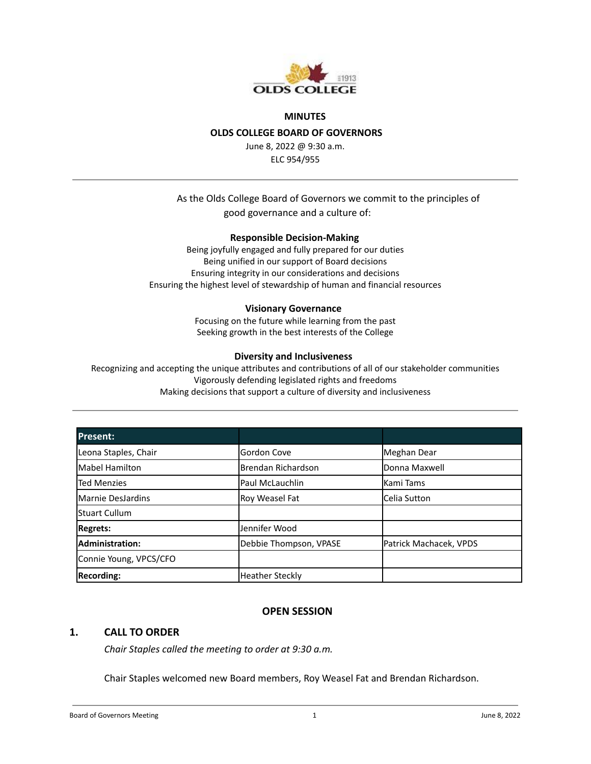# MINUTES

## OLDS COLLEGE BOARD OF GOVERNORS

June 8, 2022 @ 9:30 a.m.
ELC 954/955

---

As the Olds College Board of Governors we commit to the principles of good governance and a culture of:

**Responsible Decision-Making**

Being joyfully engaged and fully prepared for our duties
Being unified in our support of Board decisions
Ensuring integrity in our considerations and decisions
Ensuring the highest level of stewardship of human and financial resources

**Visionary Governance**

Focusing on the future while learning from the past
Seeking growth in the best interests of the College

**Diversity and Inclusiveness**

Recognizing and accepting the unique attributes and contributions of all of our stakeholder communities
Vigorously defending legislated rights and freedoms
Making decisions that support a culture of diversity and inclusiveness

---

| **Present:** | | |
|---|---|---|
| Leona Staples, Chair | Gordon Cove | Meghan Dear |
| Mabel Hamilton | Brendan Richardson | Donna Maxwell |
| Ted Menzies | Paul McLauchlin | Kami Tams |
| Marnie DesJardins | Roy Weasel Fat | Celia Sutton |
| Stuart Cullum | | |
| **Regrets:** | Jennifer Wood | |
| **Administration:** | Debbie Thompson, VPASE | Patrick Machacek, VPDS |
| Connie Young, VPCS/CFO | | |
| **Recording:** | Heather Steckly | |

## OPEN SESSION

### 1. CALL TO ORDER

*Chair Staples called the meeting to order at 9:30 a.m.*

Chair Staples welcomed new Board members, Roy Weasel Fat and Brendan Richardson.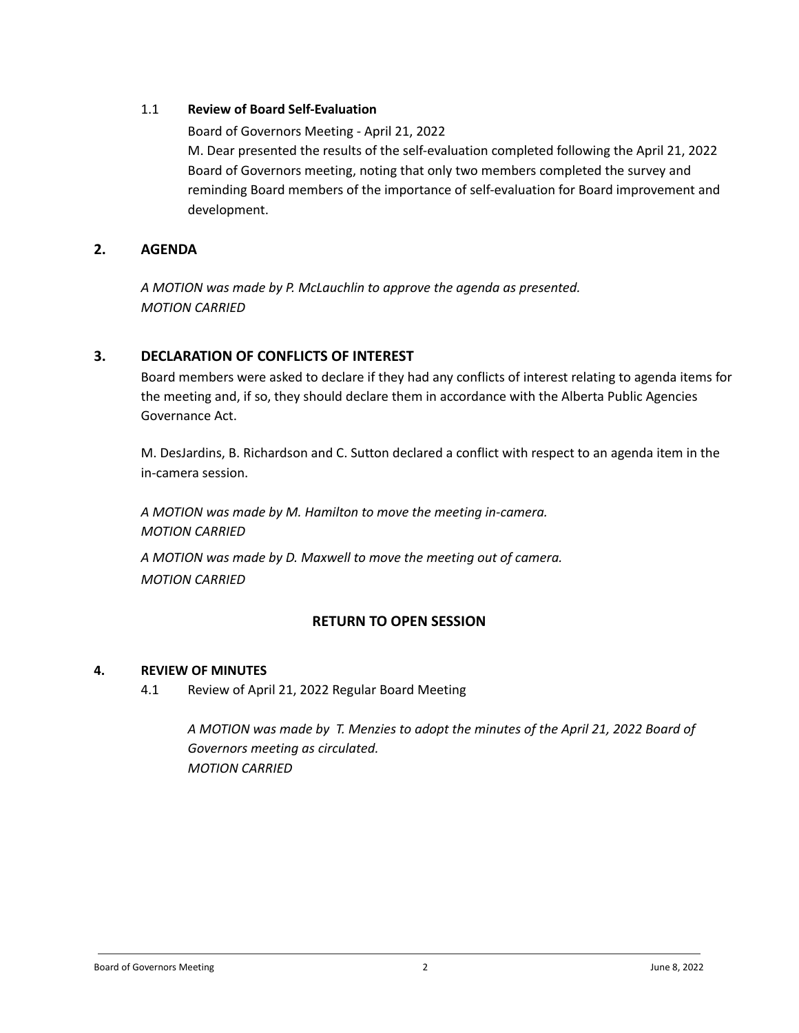1.1 **Review of Board Self-Evaluation**

Board of Governors Meeting - April 21, 2022

M. Dear presented the results of the self-evaluation completed following the April 21, 2022 Board of Governors meeting, noting that only two members completed the survey and reminding Board members of the importance of self-evaluation for Board improvement and development.

## 2. AGENDA

*A MOTION was made by P. McLauchlin to approve the agenda as presented.*
*MOTION CARRIED*

## 3. DECLARATION OF CONFLICTS OF INTEREST

Board members were asked to declare if they had any conflicts of interest relating to agenda items for the meeting and, if so, they should declare them in accordance with the Alberta Public Agencies Governance Act.

M. DesJardins, B. Richardson and C. Sutton declared a conflict with respect to an agenda item in the in-camera session.

*A MOTION was made by M. Hamilton to move the meeting in-camera.*
*MOTION CARRIED*

*A MOTION was made by D. Maxwell to move the meeting out of camera.*
*MOTION CARRIED*

**RETURN TO OPEN SESSION**

## 4. REVIEW OF MINUTES

4.1 Review of April 21, 2022 Regular Board Meeting

*A MOTION was made by T. Menzies to adopt the minutes of the April 21, 2022 Board of Governors meeting as circulated.*
*MOTION CARRIED*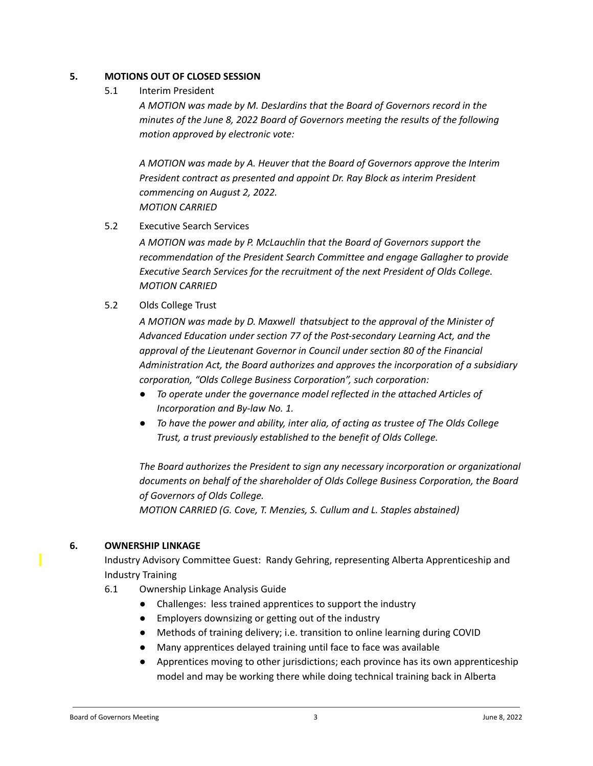## 5. MOTIONS OUT OF CLOSED SESSION

5.1 Interim President

*A MOTION was made by M. DesJardins that the Board of Governors record in the minutes of the June 8, 2022 Board of Governors meeting the results of the following motion approved by electronic vote:*

*A MOTION was made by A. Heuver that the Board of Governors approve the Interim President contract as presented and appoint Dr. Ray Block as interim President commencing on August 2, 2022.*
*MOTION CARRIED*

5.2 Executive Search Services

*A MOTION was made by P. McLauchlin that the Board of Governors support the recommendation of the President Search Committee and engage Gallagher to provide Executive Search Services for the recruitment of the next President of Olds College.*
*MOTION CARRIED*

5.2 Olds College Trust

*A MOTION was made by D. Maxwell thatsubject to the approval of the Minister of Advanced Education under section 77 of the Post-secondary Learning Act, and the approval of the Lieutenant Governor in Council under section 80 of the Financial Administration Act, the Board authorizes and approves the incorporation of a subsidiary corporation, "Olds College Business Corporation", such corporation:*

- *To operate under the governance model reflected in the attached Articles of Incorporation and By-law No. 1.*
- *To have the power and ability, inter alia, of acting as trustee of The Olds College Trust, a trust previously established to the benefit of Olds College.*

*The Board authorizes the President to sign any necessary incorporation or organizational documents on behalf of the shareholder of Olds College Business Corporation, the Board of Governors of Olds College.*
*MOTION CARRIED (G. Cove, T. Menzies, S. Cullum and L. Staples abstained)*

## 6. OWNERSHIP LINKAGE

Industry Advisory Committee Guest: Randy Gehring, representing Alberta Apprenticeship and Industry Training

6.1 Ownership Linkage Analysis Guide

- Challenges: less trained apprentices to support the industry
- Employers downsizing or getting out of the industry
- Methods of training delivery; i.e. transition to online learning during COVID
- Many apprentices delayed training until face to face was available
- Apprentices moving to other jurisdictions; each province has its own apprenticeship model and may be working there while doing technical training back in Alberta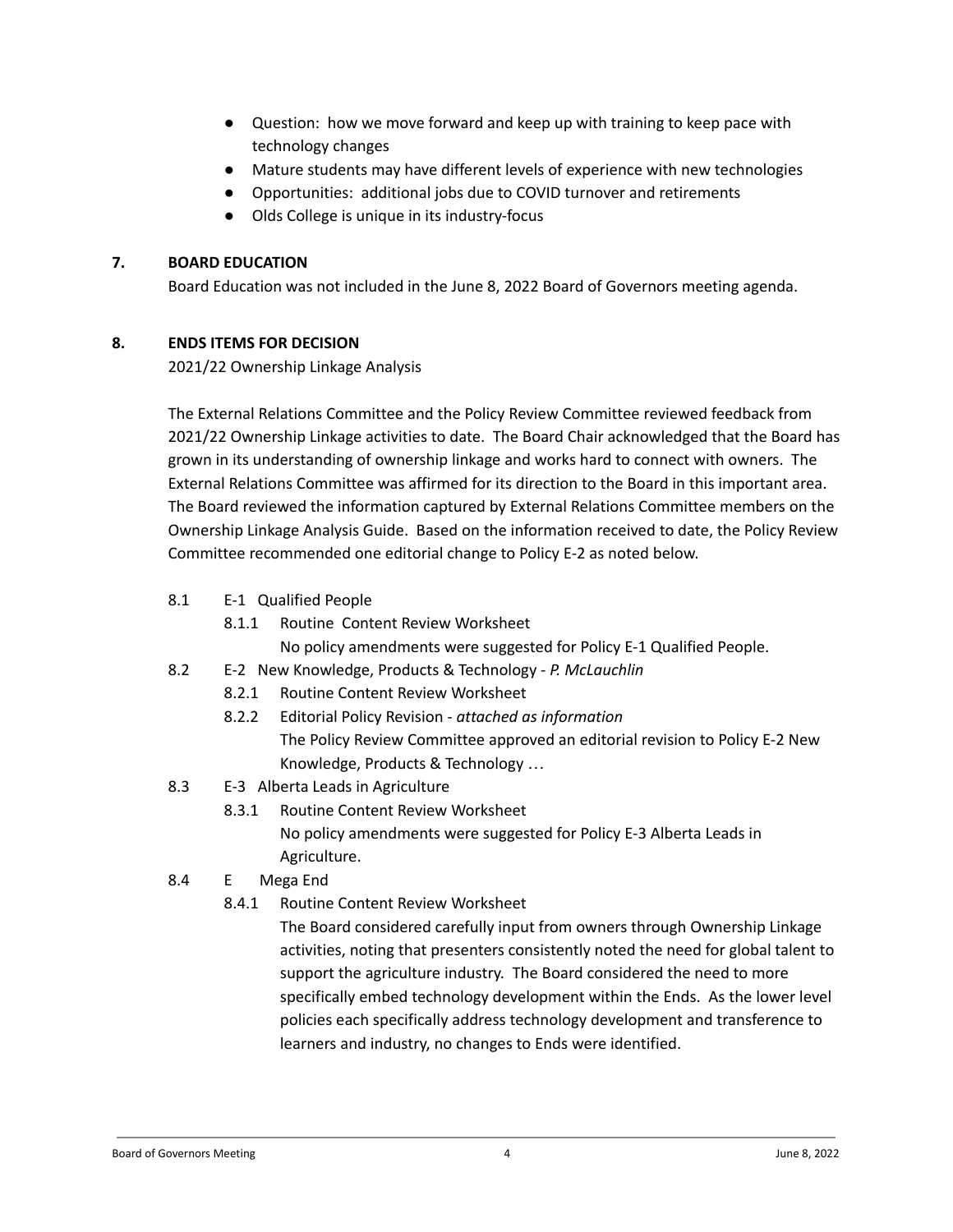- Question: how we move forward and keep up with training to keep pace with technology changes
- Mature students may have different levels of experience with new technologies
- Opportunities: additional jobs due to COVID turnover and retirements
- Olds College is unique in its industry-focus

## 7. BOARD EDUCATION

Board Education was not included in the June 8, 2022 Board of Governors meeting agenda.

## 8. ENDS ITEMS FOR DECISION

2021/22 Ownership Linkage Analysis

The External Relations Committee and the Policy Review Committee reviewed feedback from 2021/22 Ownership Linkage activities to date. The Board Chair acknowledged that the Board has grown in its understanding of ownership linkage and works hard to connect with owners. The External Relations Committee was affirmed for its direction to the Board in this important area. The Board reviewed the information captured by External Relations Committee members on the Ownership Linkage Analysis Guide. Based on the information received to date, the Policy Review Committee recommended one editorial change to Policy E-2 as noted below.

8.1 E-1 Qualified People

8.1.1 Routine Content Review Worksheet

No policy amendments were suggested for Policy E-1 Qualified People.

8.2 E-2 New Knowledge, Products & Technology - *P. McLauchlin*

8.2.1 Routine Content Review Worksheet

8.2.2 Editorial Policy Revision - *attached as information*

The Policy Review Committee approved an editorial revision to Policy E-2 New Knowledge, Products & Technology …

8.3 E-3 Alberta Leads in Agriculture

8.3.1 Routine Content Review Worksheet

No policy amendments were suggested for Policy E-3 Alberta Leads in Agriculture.

8.4 E Mega End

8.4.1 Routine Content Review Worksheet

The Board considered carefully input from owners through Ownership Linkage activities, noting that presenters consistently noted the need for global talent to support the agriculture industry. The Board considered the need to more specifically embed technology development within the Ends. As the lower level policies each specifically address technology development and transference to learners and industry, no changes to Ends were identified.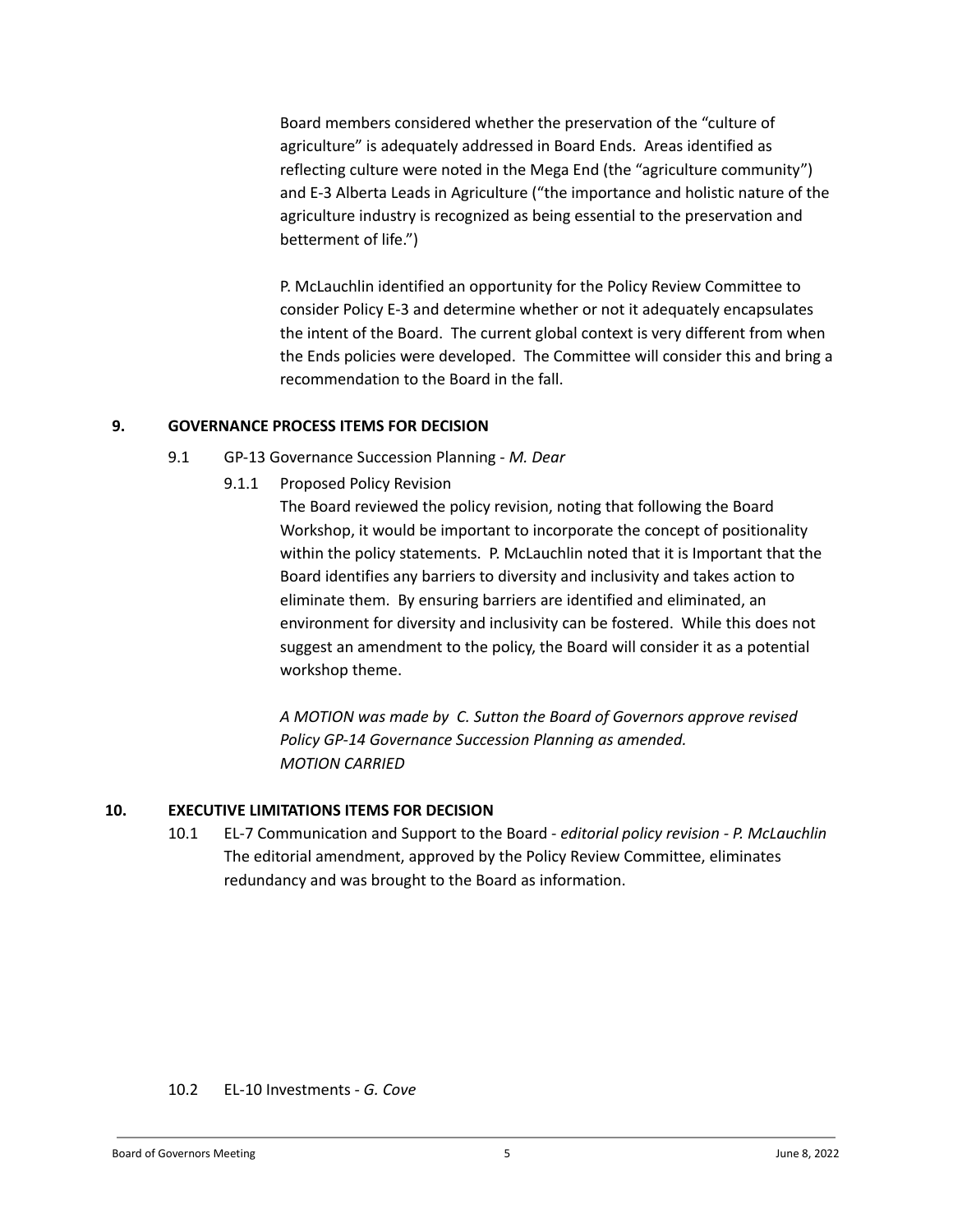Board members considered whether the preservation of the "culture of agriculture" is adequately addressed in Board Ends. Areas identified as reflecting culture were noted in the Mega End (the "agriculture community") and E-3 Alberta Leads in Agriculture ("the importance and holistic nature of the agriculture industry is recognized as being essential to the preservation and betterment of life.")

P. McLauchlin identified an opportunity for the Policy Review Committee to consider Policy E-3 and determine whether or not it adequately encapsulates the intent of the Board. The current global context is very different from when the Ends policies were developed. The Committee will consider this and bring a recommendation to the Board in the fall.

## 9. GOVERNANCE PROCESS ITEMS FOR DECISION

9.1 GP-13 Governance Succession Planning - *M. Dear*

9.1.1 Proposed Policy Revision

The Board reviewed the policy revision, noting that following the Board Workshop, it would be important to incorporate the concept of positionality within the policy statements. P. McLauchlin noted that it is Important that the Board identifies any barriers to diversity and inclusivity and takes action to eliminate them. By ensuring barriers are identified and eliminated, an environment for diversity and inclusivity can be fostered. While this does not suggest an amendment to the policy, the Board will consider it as a potential workshop theme.

*A MOTION was made by C. Sutton the Board of Governors approve revised Policy GP-14 Governance Succession Planning as amended.*
*MOTION CARRIED*

## 10. EXECUTIVE LIMITATIONS ITEMS FOR DECISION

10.1 EL-7 Communication and Support to the Board - *editorial policy revision - P. McLauchlin*

The editorial amendment, approved by the Policy Review Committee, eliminates redundancy and was brought to the Board as information.

10.2 EL-10 Investments - *G. Cove*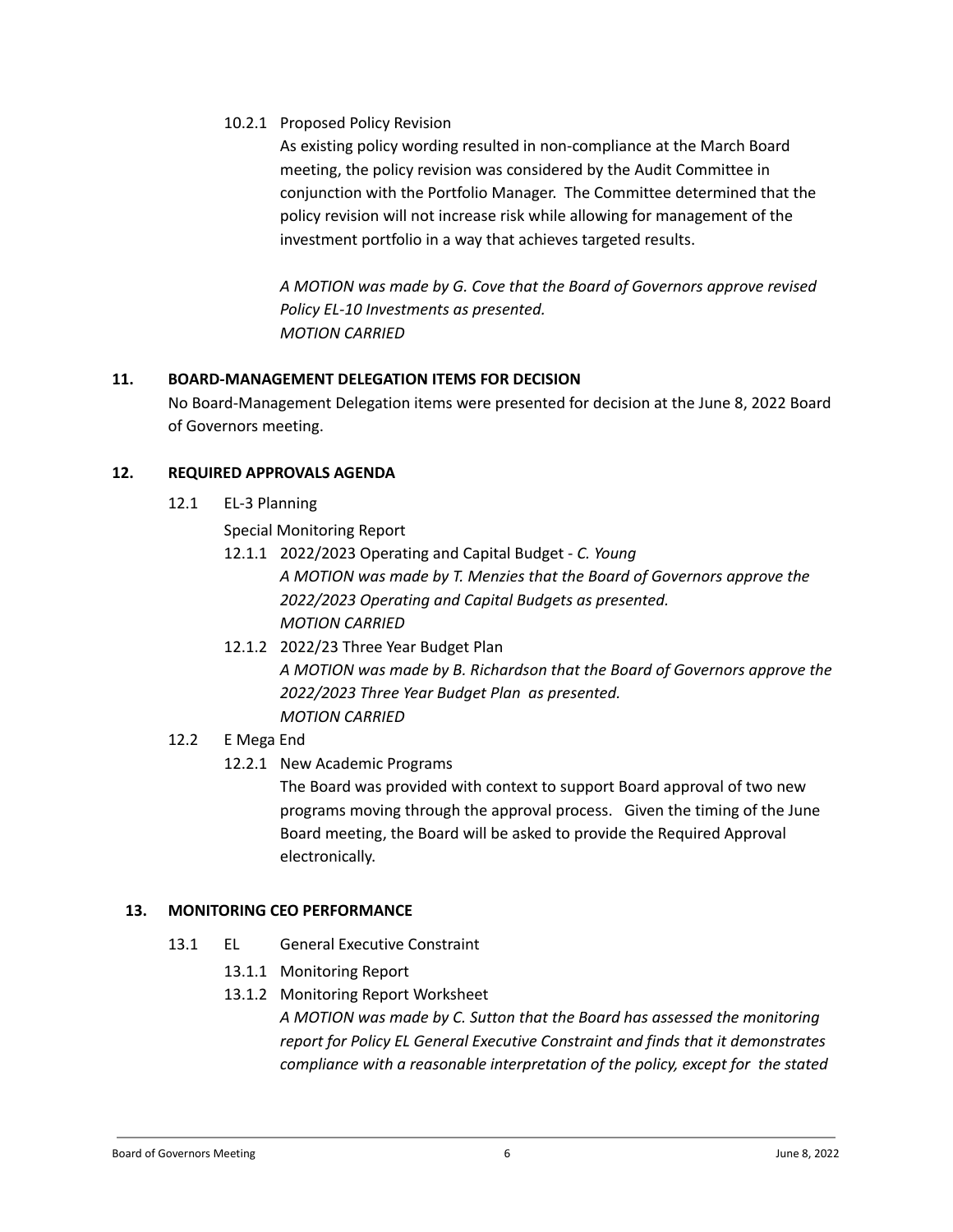10.2.1 Proposed Policy Revision

As existing policy wording resulted in non-compliance at the March Board meeting, the policy revision was considered by the Audit Committee in conjunction with the Portfolio Manager. The Committee determined that the policy revision will not increase risk while allowing for management of the investment portfolio in a way that achieves targeted results.

*A MOTION was made by G. Cove that the Board of Governors approve revised Policy EL-10 Investments as presented.*
*MOTION CARRIED*

## 11. BOARD-MANAGEMENT DELEGATION ITEMS FOR DECISION

No Board-Management Delegation items were presented for decision at the June 8, 2022 Board of Governors meeting.

## 12. REQUIRED APPROVALS AGENDA

12.1 EL-3 Planning

Special Monitoring Report

12.1.1 2022/2023 Operating and Capital Budget - *C. Young*

*A MOTION was made by T. Menzies that the Board of Governors approve the 2022/2023 Operating and Capital Budgets as presented.*
*MOTION CARRIED*

12.1.2 2022/23 Three Year Budget Plan

*A MOTION was made by B. Richardson that the Board of Governors approve the 2022/2023 Three Year Budget Plan as presented.*
*MOTION CARRIED*

12.2 E Mega End

12.2.1 New Academic Programs

The Board was provided with context to support Board approval of two new programs moving through the approval process. Given the timing of the June Board meeting, the Board will be asked to provide the Required Approval electronically.

## 13. MONITORING CEO PERFORMANCE

13.1 EL General Executive Constraint

13.1.1 Monitoring Report

13.1.2 Monitoring Report Worksheet

*A MOTION was made by C. Sutton that the Board has assessed the monitoring report for Policy EL General Executive Constraint and finds that it demonstrates compliance with a reasonable interpretation of the policy, except for the stated*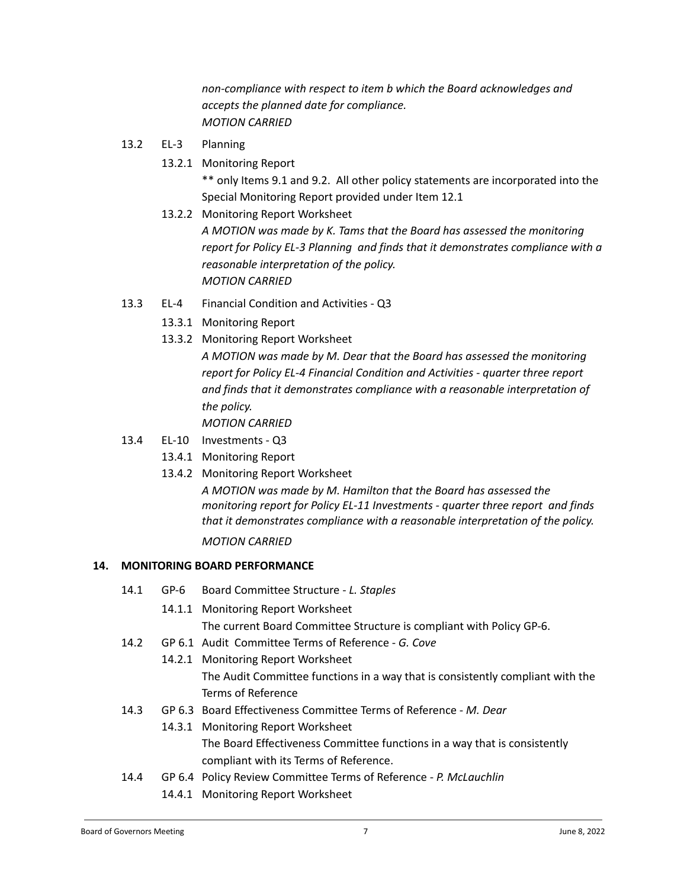*non-compliance with respect to item b which the Board acknowledges and accepts the planned date for compliance.*
*MOTION CARRIED*

- 13.2 EL-3 Planning
  - 13.2.1 Monitoring Report
    ** only Items 9.1 and 9.2. All other policy statements are incorporated into the Special Monitoring Report provided under Item 12.1
  - 13.2.2 Monitoring Report Worksheet
    *A MOTION was made by K. Tams that the Board has assessed the monitoring report for Policy EL-3 Planning and finds that it demonstrates compliance with a reasonable interpretation of the policy.*
    *MOTION CARRIED*
- 13.3 EL-4 Financial Condition and Activities - Q3
  - 13.3.1 Monitoring Report
  - 13.3.2 Monitoring Report Worksheet
    *A MOTION was made by M. Dear that the Board has assessed the monitoring report for Policy EL-4 Financial Condition and Activities - quarter three report and finds that it demonstrates compliance with a reasonable interpretation of the policy.*
    *MOTION CARRIED*
- 13.4 EL-10 Investments - Q3
  - 13.4.1 Monitoring Report
  - 13.4.2 Monitoring Report Worksheet
    *A MOTION was made by M. Hamilton that the Board has assessed the monitoring report for Policy EL-11 Investments - quarter three report and finds that it demonstrates compliance with a reasonable interpretation of the policy.*
    *MOTION CARRIED*

## 14. MONITORING BOARD PERFORMANCE

- 14.1 GP-6 Board Committee Structure - *L. Staples*
  - 14.1.1 Monitoring Report Worksheet
    The current Board Committee Structure is compliant with Policy GP-6.
- 14.2 GP 6.1 Audit Committee Terms of Reference - *G. Cove*
  - 14.2.1 Monitoring Report Worksheet
    The Audit Committee functions in a way that is consistently compliant with the Terms of Reference
- 14.3 GP 6.3 Board Effectiveness Committee Terms of Reference - *M. Dear*
  - 14.3.1 Monitoring Report Worksheet
    The Board Effectiveness Committee functions in a way that is consistently compliant with its Terms of Reference.
- 14.4 GP 6.4 Policy Review Committee Terms of Reference - *P. McLauchlin*
  - 14.4.1 Monitoring Report Worksheet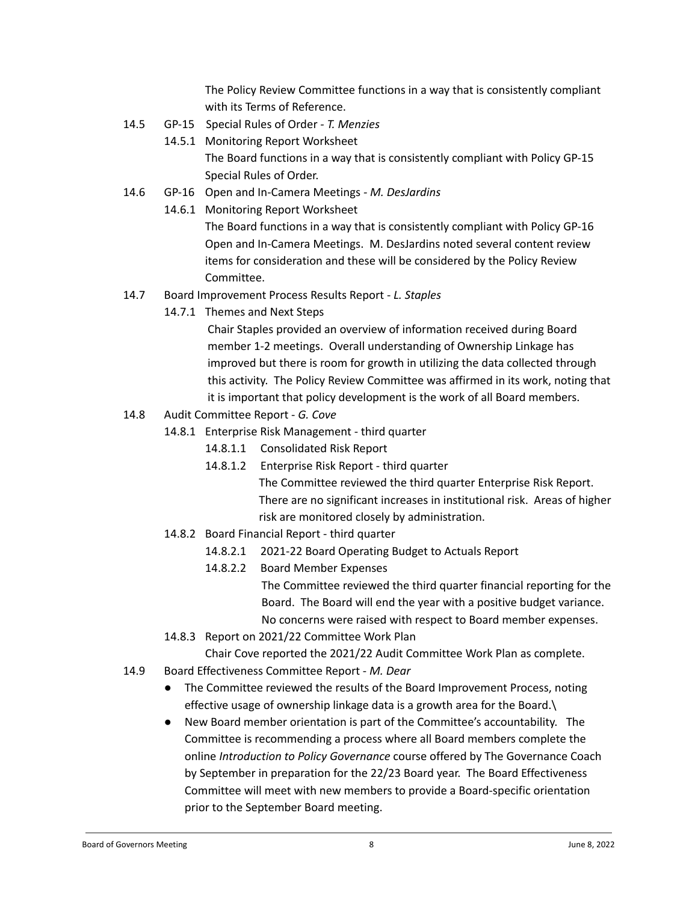The Policy Review Committee functions in a way that is consistently compliant with its Terms of Reference.

14.5 GP-15 Special Rules of Order - *T. Menzies*

14.5.1 Monitoring Report Worksheet

The Board functions in a way that is consistently compliant with Policy GP-15 Special Rules of Order.

14.6 GP-16 Open and In-Camera Meetings - *M. DesJardins*

14.6.1 Monitoring Report Worksheet

The Board functions in a way that is consistently compliant with Policy GP-16 Open and In-Camera Meetings. M. DesJardins noted several content review items for consideration and these will be considered by the Policy Review Committee.

14.7 Board Improvement Process Results Report - *L. Staples*

14.7.1 Themes and Next Steps

Chair Staples provided an overview of information received during Board member 1-2 meetings. Overall understanding of Ownership Linkage has improved but there is room for growth in utilizing the data collected through this activity. The Policy Review Committee was affirmed in its work, noting that it is important that policy development is the work of all Board members.

14.8 Audit Committee Report - *G. Cove*

14.8.1 Enterprise Risk Management - third quarter

14.8.1.1 Consolidated Risk Report

14.8.1.2 Enterprise Risk Report - third quarter

The Committee reviewed the third quarter Enterprise Risk Report. There are no significant increases in institutional risk. Areas of higher risk are monitored closely by administration.

14.8.2 Board Financial Report - third quarter

14.8.2.1 2021-22 Board Operating Budget to Actuals Report

14.8.2.2 Board Member Expenses

The Committee reviewed the third quarter financial reporting for the Board. The Board will end the year with a positive budget variance. No concerns were raised with respect to Board member expenses.

14.8.3 Report on 2021/22 Committee Work Plan

Chair Cove reported the 2021/22 Audit Committee Work Plan as complete.

14.9 Board Effectiveness Committee Report - *M. Dear*

- The Committee reviewed the results of the Board Improvement Process, noting effective usage of ownership linkage data is a growth area for the Board.\
- New Board member orientation is part of the Committee's accountability. The Committee is recommending a process where all Board members complete the online *Introduction to Policy Governance* course offered by The Governance Coach by September in preparation for the 22/23 Board year. The Board Effectiveness Committee will meet with new members to provide a Board-specific orientation prior to the September Board meeting.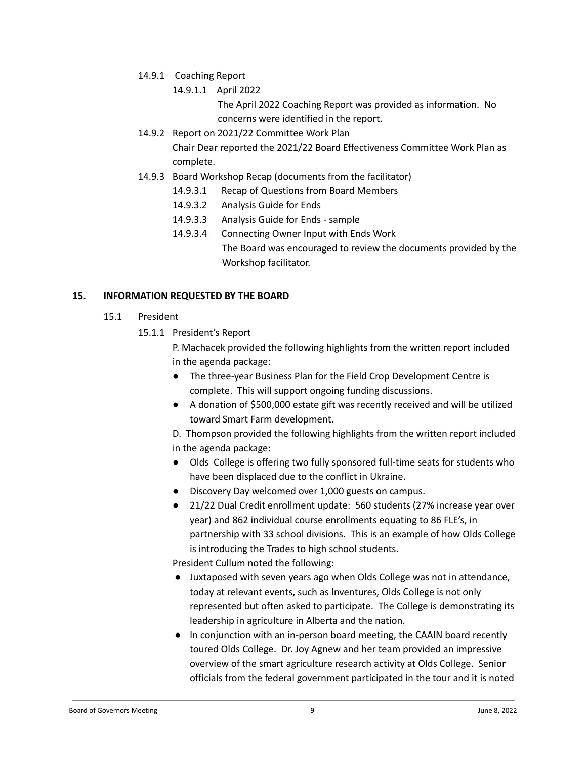14.9.1 Coaching Report

14.9.1.1 April 2022

The April 2022 Coaching Report was provided as information. No concerns were identified in the report.

14.9.2 Report on 2021/22 Committee Work Plan

Chair Dear reported the 2021/22 Board Effectiveness Committee Work Plan as complete.

14.9.3 Board Workshop Recap (documents from the facilitator)

14.9.3.1 Recap of Questions from Board Members

14.9.3.2 Analysis Guide for Ends

14.9.3.3 Analysis Guide for Ends - sample

14.9.3.4 Connecting Owner Input with Ends Work

The Board was encouraged to review the documents provided by the Workshop facilitator.

## 15. INFORMATION REQUESTED BY THE BOARD

15.1 President

15.1.1 President's Report

P. Machacek provided the following highlights from the written report included in the agenda package:

- The three-year Business Plan for the Field Crop Development Centre is complete. This will support ongoing funding discussions.
- A donation of $500,000 estate gift was recently received and will be utilized toward Smart Farm development.

D. Thompson provided the following highlights from the written report included in the agenda package:

- Olds College is offering two fully sponsored full-time seats for students who have been displaced due to the conflict in Ukraine.
- Discovery Day welcomed over 1,000 guests on campus.
- 21/22 Dual Credit enrollment update: 560 students (27% increase year over year) and 862 individual course enrollments equating to 86 FLE's, in partnership with 33 school divisions. This is an example of how Olds College is introducing the Trades to high school students.

President Cullum noted the following:

- Juxtaposed with seven years ago when Olds College was not in attendance, today at relevant events, such as Inventures, Olds College is not only represented but often asked to participate. The College is demonstrating its leadership in agriculture in Alberta and the nation.
- In conjunction with an in-person board meeting, the CAAIN board recently toured Olds College. Dr. Joy Agnew and her team provided an impressive overview of the smart agriculture research activity at Olds College. Senior officials from the federal government participated in the tour and it is noted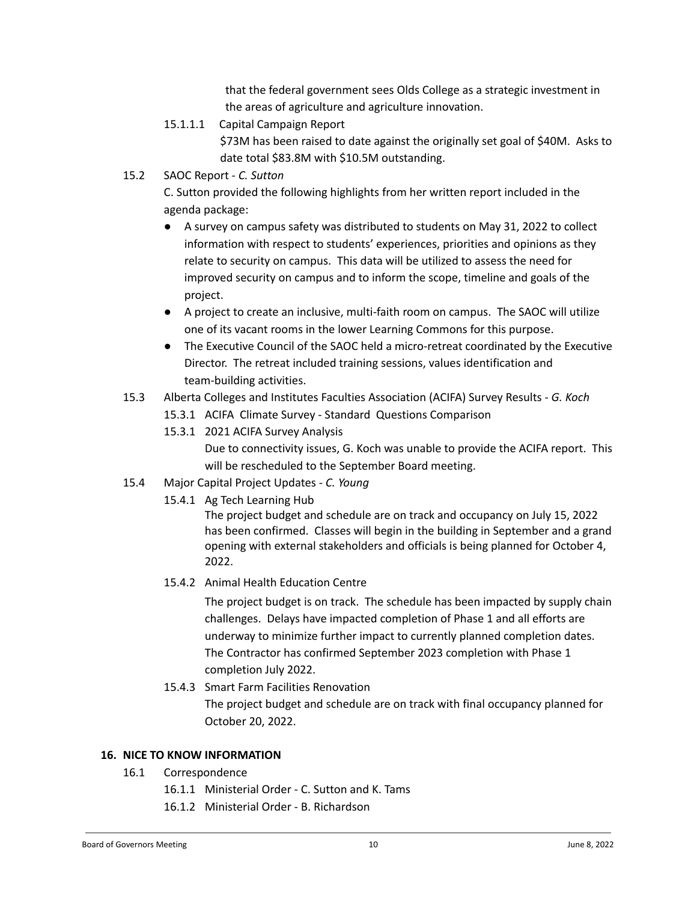that the federal government sees Olds College as a strategic investment in the areas of agriculture and agriculture innovation.

15.1.1.1 Capital Campaign Report

$73M has been raised to date against the originally set goal of $40M. Asks to date total $83.8M with $10.5M outstanding.

15.2 SAOC Report - *C. Sutton*

C. Sutton provided the following highlights from her written report included in the agenda package:

- A survey on campus safety was distributed to students on May 31, 2022 to collect information with respect to students' experiences, priorities and opinions as they relate to security on campus. This data will be utilized to assess the need for improved security on campus and to inform the scope, timeline and goals of the project.
- A project to create an inclusive, multi-faith room on campus. The SAOC will utilize one of its vacant rooms in the lower Learning Commons for this purpose.
- The Executive Council of the SAOC held a micro-retreat coordinated by the Executive Director. The retreat included training sessions, values identification and team-building activities.

15.3 Alberta Colleges and Institutes Faculties Association (ACIFA) Survey Results - *G. Koch*

15.3.1 ACIFA Climate Survey - Standard Questions Comparison

15.3.1 2021 ACIFA Survey Analysis

Due to connectivity issues, G. Koch was unable to provide the ACIFA report. This will be rescheduled to the September Board meeting.

15.4 Major Capital Project Updates - *C. Young*

15.4.1 Ag Tech Learning Hub

The project budget and schedule are on track and occupancy on July 15, 2022 has been confirmed. Classes will begin in the building in September and a grand opening with external stakeholders and officials is being planned for October 4, 2022.

15.4.2 Animal Health Education Centre

The project budget is on track. The schedule has been impacted by supply chain challenges. Delays have impacted completion of Phase 1 and all efforts are underway to minimize further impact to currently planned completion dates. The Contractor has confirmed September 2023 completion with Phase 1 completion July 2022.

15.4.3 Smart Farm Facilities Renovation

The project budget and schedule are on track with final occupancy planned for October 20, 2022.

## 16. NICE TO KNOW INFORMATION

16.1 Correspondence

16.1.1 Ministerial Order - C. Sutton and K. Tams

16.1.2 Ministerial Order - B. Richardson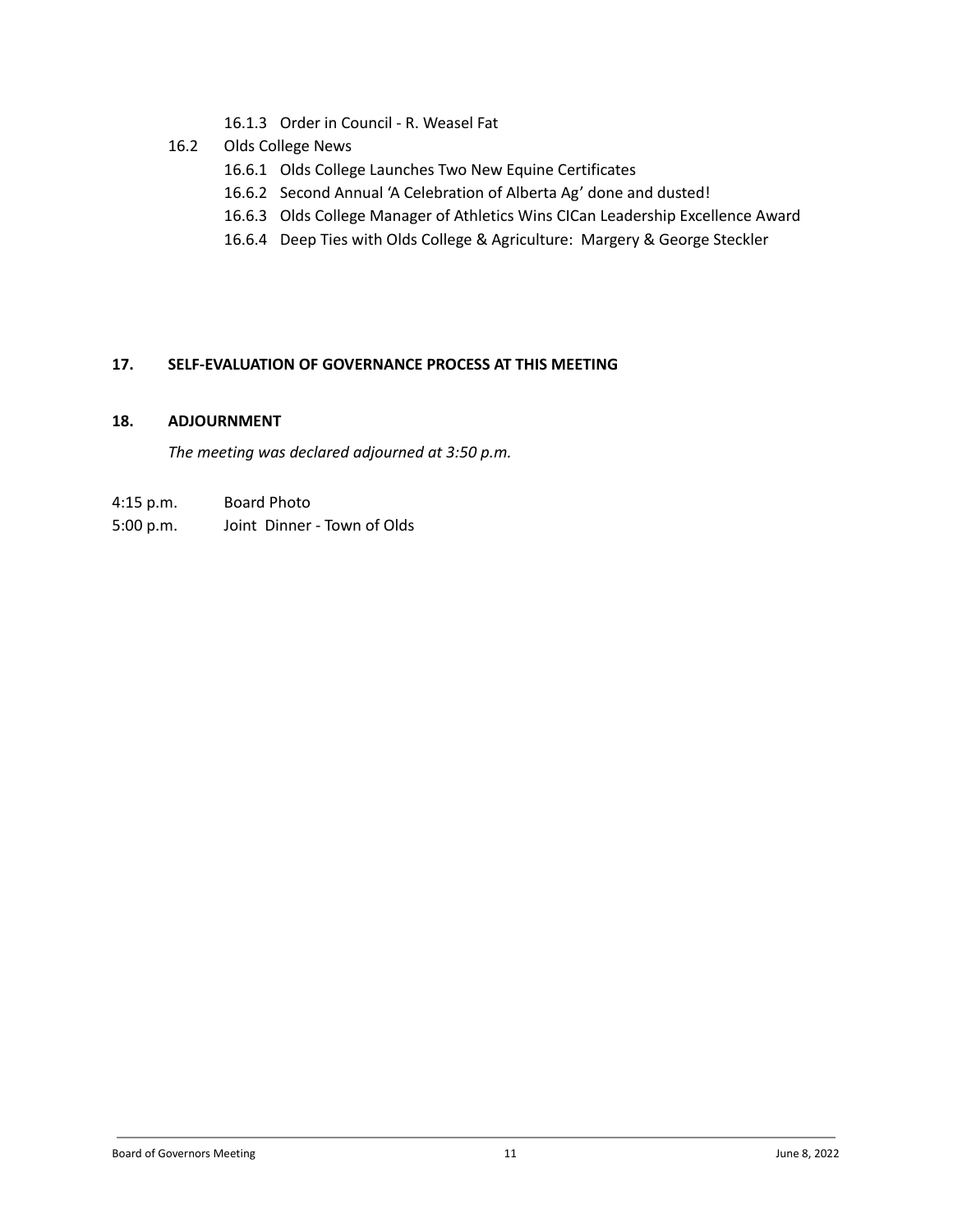16.1.3 Order in Council - R. Weasel Fat

16.2 Olds College News

16.6.1 Olds College Launches Two New Equine Certificates

16.6.2 Second Annual 'A Celebration of Alberta Ag' done and dusted!

16.6.3 Olds College Manager of Athletics Wins CICan Leadership Excellence Award

16.6.4 Deep Ties with Olds College & Agriculture: Margery & George Steckler

**17. SELF-EVALUATION OF GOVERNANCE PROCESS AT THIS MEETING**

**18. ADJOURNMENT**

*The meeting was declared adjourned at 3:50 p.m.*

4:15 p.m. Board Photo

5:00 p.m. Joint Dinner - Town of Olds